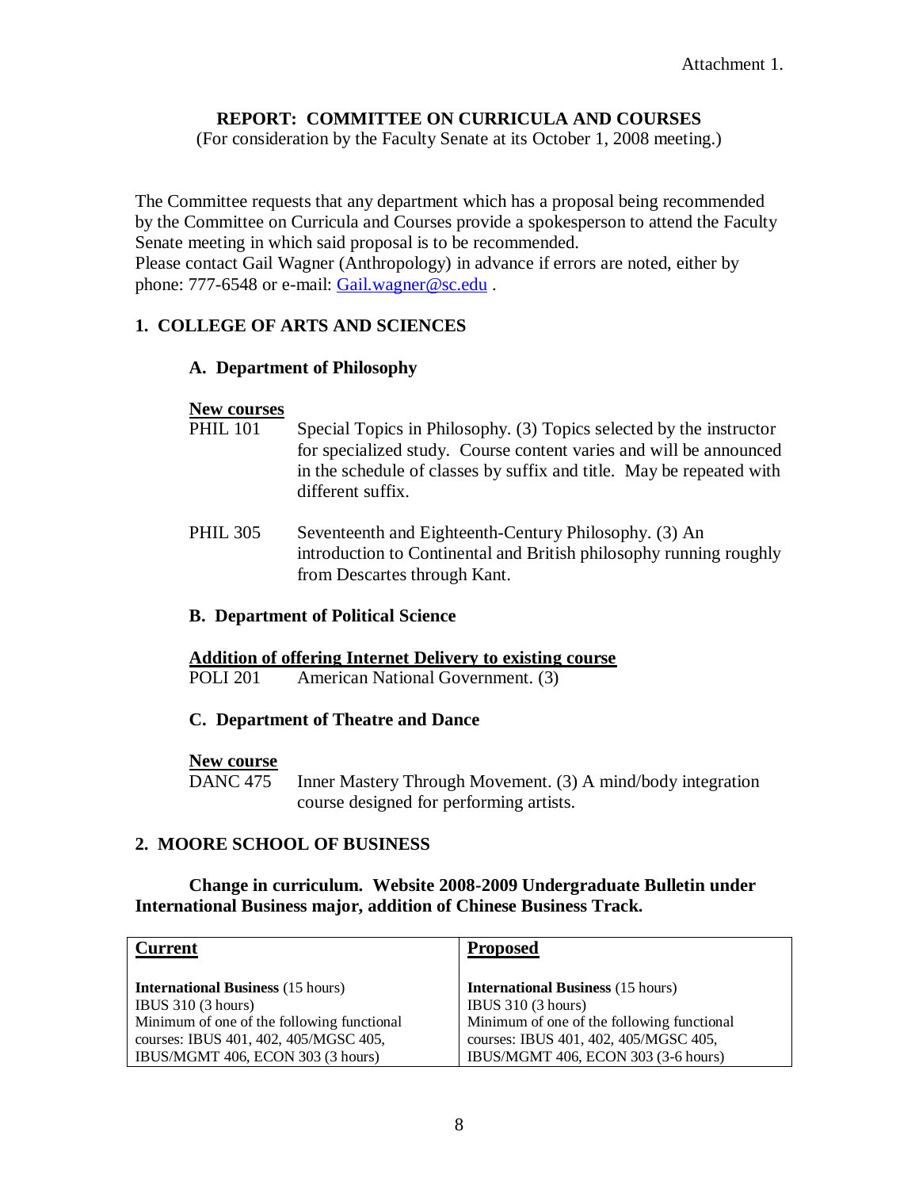Attachment 1.

# REPORT: COMMITTEE ON CURRICULA AND COURSES

(For consideration by the Faculty Senate at its October 1, 2008 meeting.)

The Committee requests that any department which has a proposal being recommended by the Committee on Curricula and Courses provide a spokesperson to attend the Faculty Senate meeting in which said proposal is to be recommended.
Please contact Gail Wagner (Anthropology) in advance if errors are noted, either by phone: 777-6548 or e-mail: Gail.wagner@sc.edu .

## 1. COLLEGE OF ARTS AND SCIENCES

### A. Department of Philosophy

**New courses**

PHIL 101 Special Topics in Philosophy. (3) Topics selected by the instructor for specialized study. Course content varies and will be announced in the schedule of classes by suffix and title. May be repeated with different suffix.

PHIL 305 Seventeenth and Eighteenth-Century Philosophy. (3) An introduction to Continental and British philosophy running roughly from Descartes through Kant.

### B. Department of Political Science

**Addition of offering Internet Delivery to existing course**

POLI 201 American National Government. (3)

### C. Department of Theatre and Dance

**New course**

DANC 475 Inner Mastery Through Movement. (3) A mind/body integration course designed for performing artists.

## 2. MOORE SCHOOL OF BUSINESS

**Change in curriculum. Website 2008-2009 Undergraduate Bulletin under International Business major, addition of Chinese Business Track.**

| **Current** | **Proposed** |
| --- | --- |
| **International Business** (15 hours)<br>IBUS 310 (3 hours)<br>Minimum of one of the following functional courses: IBUS 401, 402, 405/MGSC 405, IBUS/MGMT 406, ECON 303 (3 hours) | **International Business** (15 hours)<br>IBUS 310 (3 hours)<br>Minimum of one of the following functional courses: IBUS 401, 402, 405/MGSC 405, IBUS/MGMT 406, ECON 303 (3-6 hours) |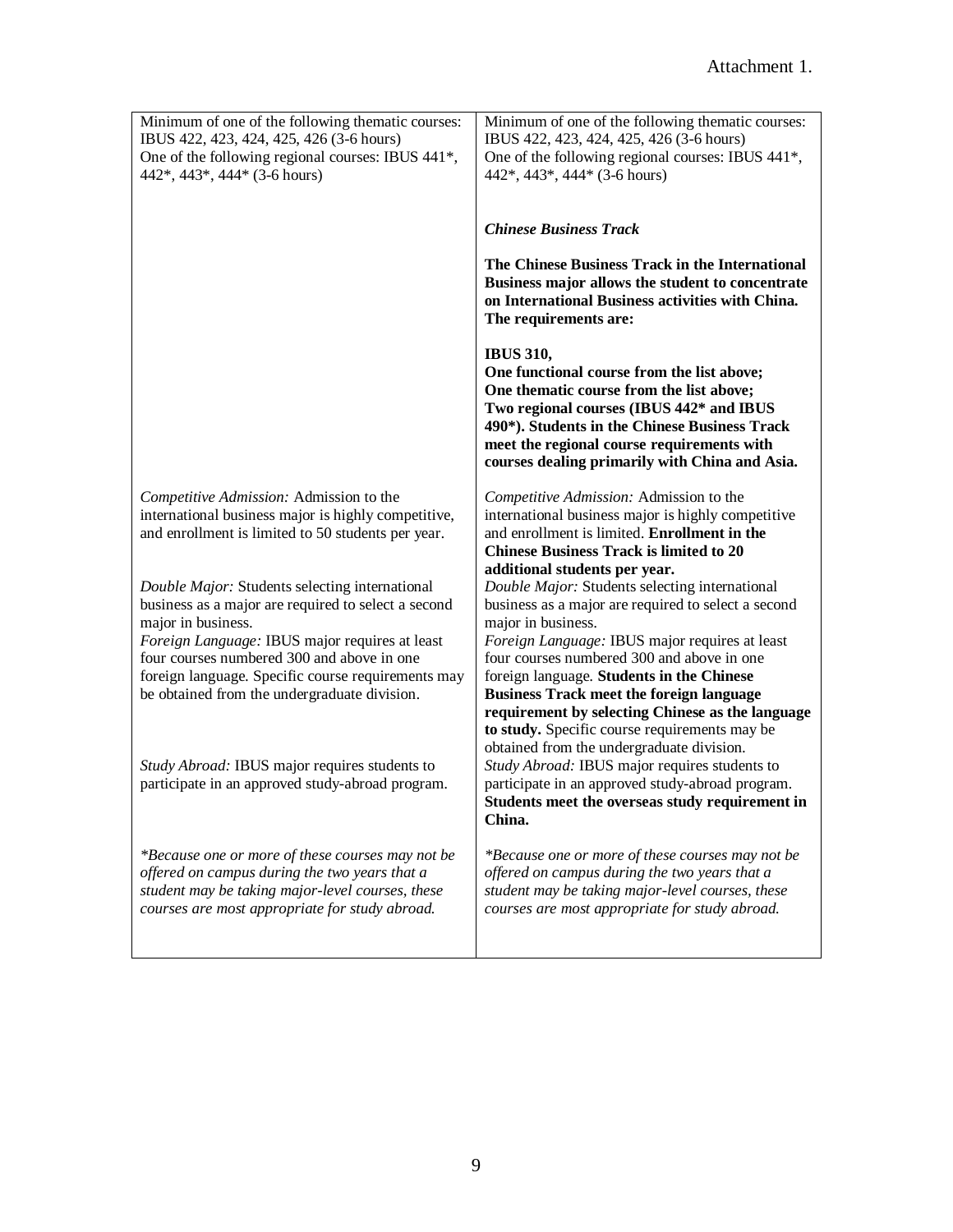Attachment 1.

| | |
|---|---|
| Minimum of one of the following thematic courses: IBUS 422, 423, 424, 425, 426 (3-6 hours)<br>One of the following regional courses: IBUS 441*, 442*, 443*, 444* (3-6 hours) | Minimum of one of the following thematic courses: IBUS 422, 423, 424, 425, 426 (3-6 hours)<br>One of the following regional courses: IBUS 441*, 442*, 443*, 444* (3-6 hours)<br><br>***Chinese Business Track***<br><br>**The Chinese Business Track in the International Business major allows the student to concentrate on International Business activities with China. The requirements are:**<br><br>**IBUS 310,**<br>**One functional course from the list above;**<br>**One thematic course from the list above;**<br>**Two regional courses (IBUS 442* and IBUS 490*). Students in the Chinese Business Track meet the regional course requirements with courses dealing primarily with China and Asia.** |
| *Competitive Admission:* Admission to the international business major is highly competitive, and enrollment is limited to 50 students per year. | *Competitive Admission:* Admission to the international business major is highly competitive and enrollment is limited. **Enrollment in the Chinese Business Track is limited to 20 additional students per year.** |
| *Double Major:* Students selecting international business as a major are required to select a second major in business.<br>*Foreign Language:* IBUS major requires at least four courses numbered 300 and above in one foreign language. Specific course requirements may be obtained from the undergraduate division. | *Double Major:* Students selecting international business as a major are required to select a second major in business.<br>*Foreign Language:* IBUS major requires at least four courses numbered 300 and above in one foreign language. **Students in the Chinese Business Track meet the foreign language requirement by selecting Chinese as the language to study.** Specific course requirements may be obtained from the undergraduate division. |
| *Study Abroad:* IBUS major requires students to participate in an approved study-abroad program. | *Study Abroad:* IBUS major requires students to participate in an approved study-abroad program. **Students meet the overseas study requirement in China.** |
| **Because one or more of these courses may not be offered on campus during the two years that a student may be taking major-level courses, these courses are most appropriate for study abroad.* | **Because one or more of these courses may not be offered on campus during the two years that a student may be taking major-level courses, these courses are most appropriate for study abroad.* |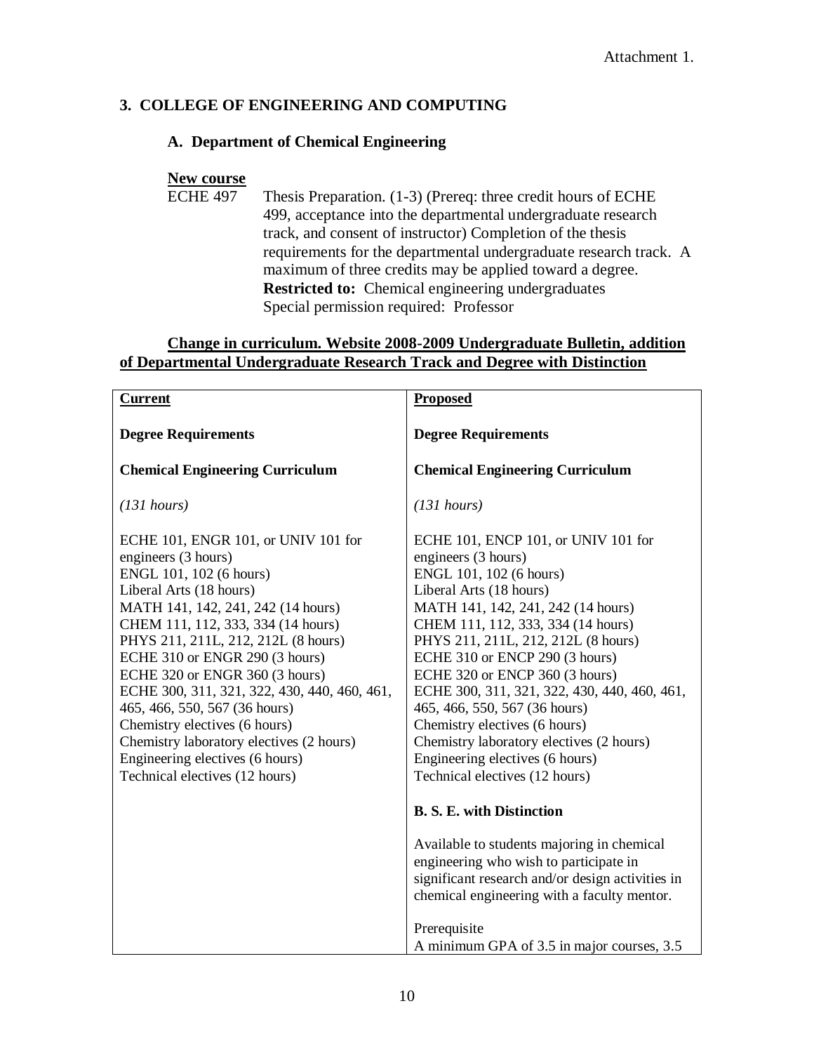Attachment 1.

## 3. COLLEGE OF ENGINEERING AND COMPUTING

### A. Department of Chemical Engineering

**New course**

ECHE 497 Thesis Preparation. (1-3) (Prereq: three credit hours of ECHE 499, acceptance into the departmental undergraduate research track, and consent of instructor) Completion of the thesis requirements for the departmental undergraduate research track. A maximum of three credits may be applied toward a degree.
**Restricted to:** Chemical engineering undergraduates
Special permission required: Professor

**Change in curriculum. Website 2008-2009 Undergraduate Bulletin, addition of Departmental Undergraduate Research Track and Degree with Distinction**

| **Current** | **Proposed** |
|---|---|
| **Degree Requirements** | **Degree Requirements** |
| **Chemical Engineering Curriculum** | **Chemical Engineering Curriculum** |
| *(131 hours)* | *(131 hours)* |
| ECHE 101, ENGR 101, or UNIV 101 for engineers (3 hours)<br>ENGL 101, 102 (6 hours)<br>Liberal Arts (18 hours)<br>MATH 141, 142, 241, 242 (14 hours)<br>CHEM 111, 112, 333, 334 (14 hours)<br>PHYS 211, 211L, 212, 212L (8 hours)<br>ECHE 310 or ENGR 290 (3 hours)<br>ECHE 320 or ENGR 360 (3 hours)<br>ECHE 300, 311, 321, 322, 430, 440, 460, 461, 465, 466, 550, 567 (36 hours)<br>Chemistry electives (6 hours)<br>Chemistry laboratory electives (2 hours)<br>Engineering electives (6 hours)<br>Technical electives (12 hours) | ECHE 101, ENCP 101, or UNIV 101 for engineers (3 hours)<br>ENGL 101, 102 (6 hours)<br>Liberal Arts (18 hours)<br>MATH 141, 142, 241, 242 (14 hours)<br>CHEM 111, 112, 333, 334 (14 hours)<br>PHYS 211, 211L, 212, 212L (8 hours)<br>ECHE 310 or ENCP 290 (3 hours)<br>ECHE 320 or ENCP 360 (3 hours)<br>ECHE 300, 311, 321, 322, 430, 440, 460, 461, 465, 466, 550, 567 (36 hours)<br>Chemistry electives (6 hours)<br>Chemistry laboratory electives (2 hours)<br>Engineering electives (6 hours)<br>Technical electives (12 hours) |
| | **B. S. E. with Distinction** |
| | Available to students majoring in chemical engineering who wish to participate in significant research and/or design activities in chemical engineering with a faculty mentor. |
| | Prerequisite<br>A minimum GPA of 3.5 in major courses, 3.5 |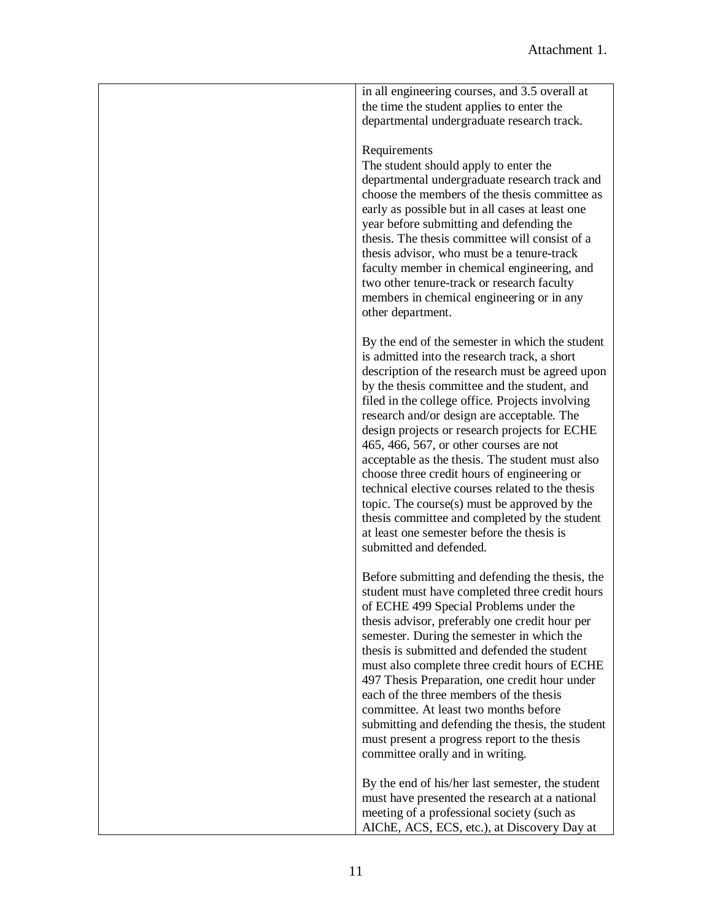Attachment 1.

| | |
|---|---|
| | in all engineering courses, and 3.5 overall at the time the student applies to enter the departmental undergraduate research track.<br><br>Requirements<br>The student should apply to enter the departmental undergraduate research track and choose the members of the thesis committee as early as possible but in all cases at least one year before submitting and defending the thesis. The thesis committee will consist of a thesis advisor, who must be a tenure-track faculty member in chemical engineering, and two other tenure-track or research faculty members in chemical engineering or in any other department.<br><br>By the end of the semester in which the student is admitted into the research track, a short description of the research must be agreed upon by the thesis committee and the student, and filed in the college office. Projects involving research and/or design are acceptable. The design projects or research projects for ECHE 465, 466, 567, or other courses are not acceptable as the thesis. The student must also choose three credit hours of engineering or technical elective courses related to the thesis topic. The course(s) must be approved by the thesis committee and completed by the student at least one semester before the thesis is submitted and defended.<br><br>Before submitting and defending the thesis, the student must have completed three credit hours of ECHE 499 Special Problems under the thesis advisor, preferably one credit hour per semester. During the semester in which the thesis is submitted and defended the student must also complete three credit hours of ECHE 497 Thesis Preparation, one credit hour under each of the three members of the thesis committee. At least two months before submitting and defending the thesis, the student must present a progress report to the thesis committee orally and in writing.<br><br>By the end of his/her last semester, the student must have presented the research at a national meeting of a professional society (such as AIChE, ACS, ECS, etc.), at Discovery Day at |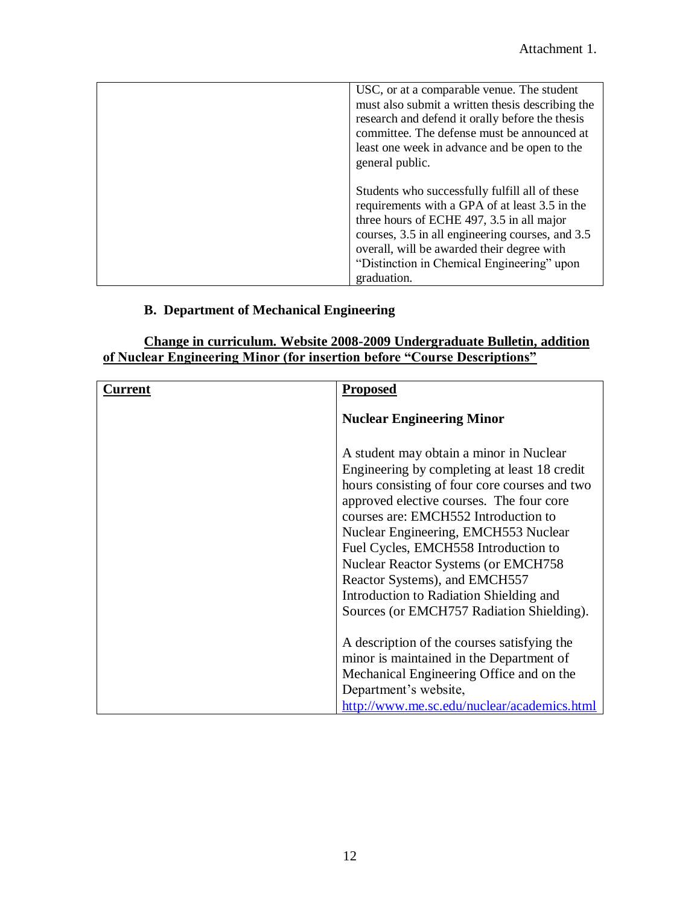| | |
|---|---|
| | USC, or at a comparable venue. The student must also submit a written thesis describing the research and defend it orally before the thesis committee. The defense must be announced at least one week in advance and be open to the general public.<br><br>Students who successfully fulfill all of these requirements with a GPA of at least 3.5 in the three hours of ECHE 497, 3.5 in all major courses, 3.5 in all engineering courses, and 3.5 overall, will be awarded their degree with "Distinction in Chemical Engineering" upon graduation. |

### B. Department of Mechanical Engineering

**Change in curriculum. Website 2008-2009 Undergraduate Bulletin, addition of Nuclear Engineering Minor (for insertion before "Course Descriptions"**

| **Current** | **Proposed** |
|---|---|
| | **Nuclear Engineering Minor**<br><br>A student may obtain a minor in Nuclear Engineering by completing at least 18 credit hours consisting of four core courses and two approved elective courses. The four core courses are: EMCH552 Introduction to Nuclear Engineering, EMCH553 Nuclear Fuel Cycles, EMCH558 Introduction to Nuclear Reactor Systems (or EMCH758 Reactor Systems), and EMCH557 Introduction to Radiation Shielding and Sources (or EMCH757 Radiation Shielding).<br><br>A description of the courses satisfying the minor is maintained in the Department of Mechanical Engineering Office and on the Department's website, http://www.me.sc.edu/nuclear/academics.html |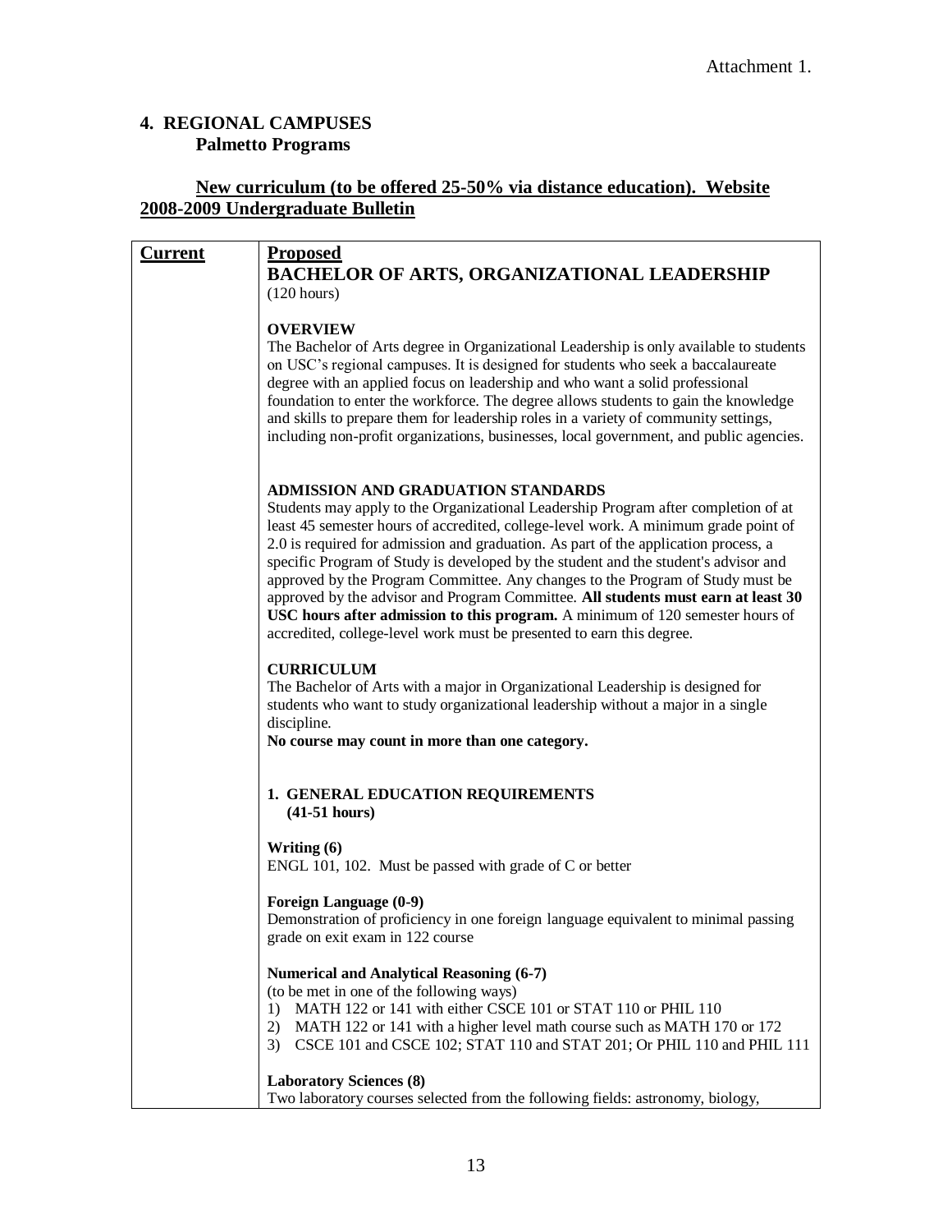Attachment 1.

## 4. REGIONAL CAMPUSES
### Palmetto Programs

**New curriculum (to be offered 25-50% via distance education). Website 2008-2009 Undergraduate Bulletin**

| Current | Proposed |
|---|---|
| | **BACHELOR OF ARTS, ORGANIZATIONAL LEADERSHIP**<br>(120 hours)<br><br>**OVERVIEW**<br>The Bachelor of Arts degree in Organizational Leadership is only available to students on USC's regional campuses. It is designed for students who seek a baccalaureate degree with an applied focus on leadership and who want a solid professional foundation to enter the workforce. The degree allows students to gain the knowledge and skills to prepare them for leadership roles in a variety of community settings, including non-profit organizations, businesses, local government, and public agencies.<br><br>**ADMISSION AND GRADUATION STANDARDS**<br>Students may apply to the Organizational Leadership Program after completion of at least 45 semester hours of accredited, college-level work. A minimum grade point of 2.0 is required for admission and graduation. As part of the application process, a specific Program of Study is developed by the student and the student's advisor and approved by the Program Committee. Any changes to the Program of Study must be approved by the advisor and Program Committee. **All students must earn at least 30 USC hours after admission to this program.** A minimum of 120 semester hours of accredited, college-level work must be presented to earn this degree.<br><br>**CURRICULUM**<br>The Bachelor of Arts with a major in Organizational Leadership is designed for students who want to study organizational leadership without a major in a single discipline.<br>**No course may count in more than one category.**<br><br>**1. GENERAL EDUCATION REQUIREMENTS (41-51 hours)**<br><br>**Writing (6)**<br>ENGL 101, 102. Must be passed with grade of C or better<br><br>**Foreign Language (0-9)**<br>Demonstration of proficiency in one foreign language equivalent to minimal passing grade on exit exam in 122 course<br><br>**Numerical and Analytical Reasoning (6-7)**<br>(to be met in one of the following ways)<br>1) MATH 122 or 141 with either CSCE 101 or STAT 110 or PHIL 110<br>2) MATH 122 or 141 with a higher level math course such as MATH 170 or 172<br>3) CSCE 101 and CSCE 102; STAT 110 and STAT 201; Or PHIL 110 and PHIL 111<br><br>**Laboratory Sciences (8)**<br>Two laboratory courses selected from the following fields: astronomy, biology, |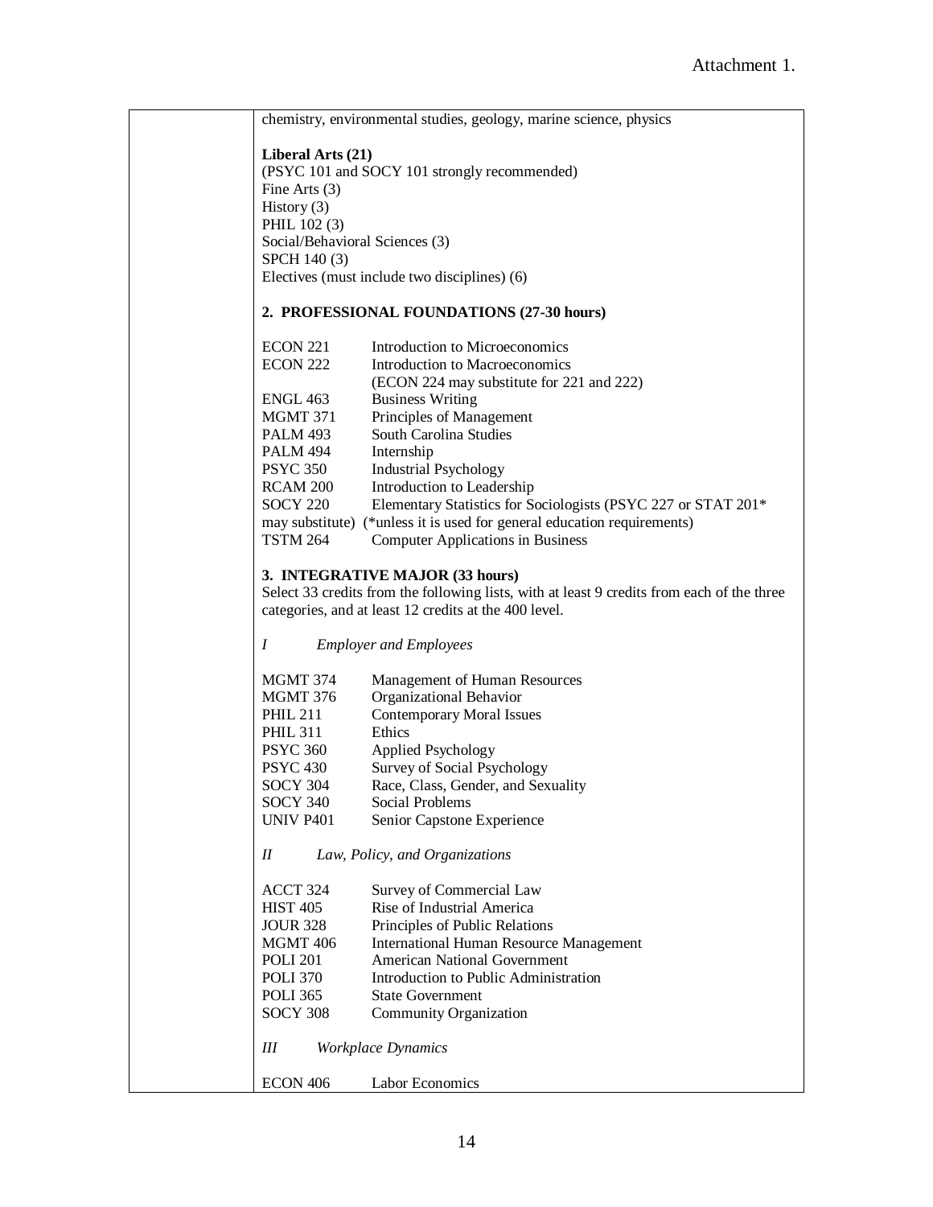Attachment 1.

chemistry, environmental studies, geology, marine science, physics

**Liberal Arts (21)**
(PSYC 101 and SOCY 101 strongly recommended)
Fine Arts (3)
History (3)
PHIL 102 (3)
Social/Behavioral Sciences (3)
SPCH 140 (3)
Electives (must include two disciplines) (6)

**2. PROFESSIONAL FOUNDATIONS (27-30 hours)**

| | |
|---|---|
| ECON 221 | Introduction to Microeconomics |
| ECON 222 | Introduction to Macroeconomics (ECON 224 may substitute for 221 and 222) |
| ENGL 463 | Business Writing |
| MGMT 371 | Principles of Management |
| PALM 493 | South Carolina Studies |
| PALM 494 | Internship |
| PSYC 350 | Industrial Psychology |
| RCAM 200 | Introduction to Leadership |
| SOCY 220 | Elementary Statistics for Sociologists (PSYC 227 or STAT 201* may substitute) (*unless it is used for general education requirements) |
| TSTM 264 | Computer Applications in Business |

**3. INTEGRATIVE MAJOR (33 hours)**
Select 33 credits from the following lists, with at least 9 credits from each of the three categories, and at least 12 credits at the 400 level.

*I Employer and Employees*

| | |
|---|---|
| MGMT 374 | Management of Human Resources |
| MGMT 376 | Organizational Behavior |
| PHIL 211 | Contemporary Moral Issues |
| PHIL 311 | Ethics |
| PSYC 360 | Applied Psychology |
| PSYC 430 | Survey of Social Psychology |
| SOCY 304 | Race, Class, Gender, and Sexuality |
| SOCY 340 | Social Problems |
| UNIV P401 | Senior Capstone Experience |

*II Law, Policy, and Organizations*

| | |
|---|---|
| ACCT 324 | Survey of Commercial Law |
| HIST 405 | Rise of Industrial America |
| JOUR 328 | Principles of Public Relations |
| MGMT 406 | International Human Resource Management |
| POLI 201 | American National Government |
| POLI 370 | Introduction to Public Administration |
| POLI 365 | State Government |
| SOCY 308 | Community Organization |

*III Workplace Dynamics*

| | |
|---|---|
| ECON 406 | Labor Economics |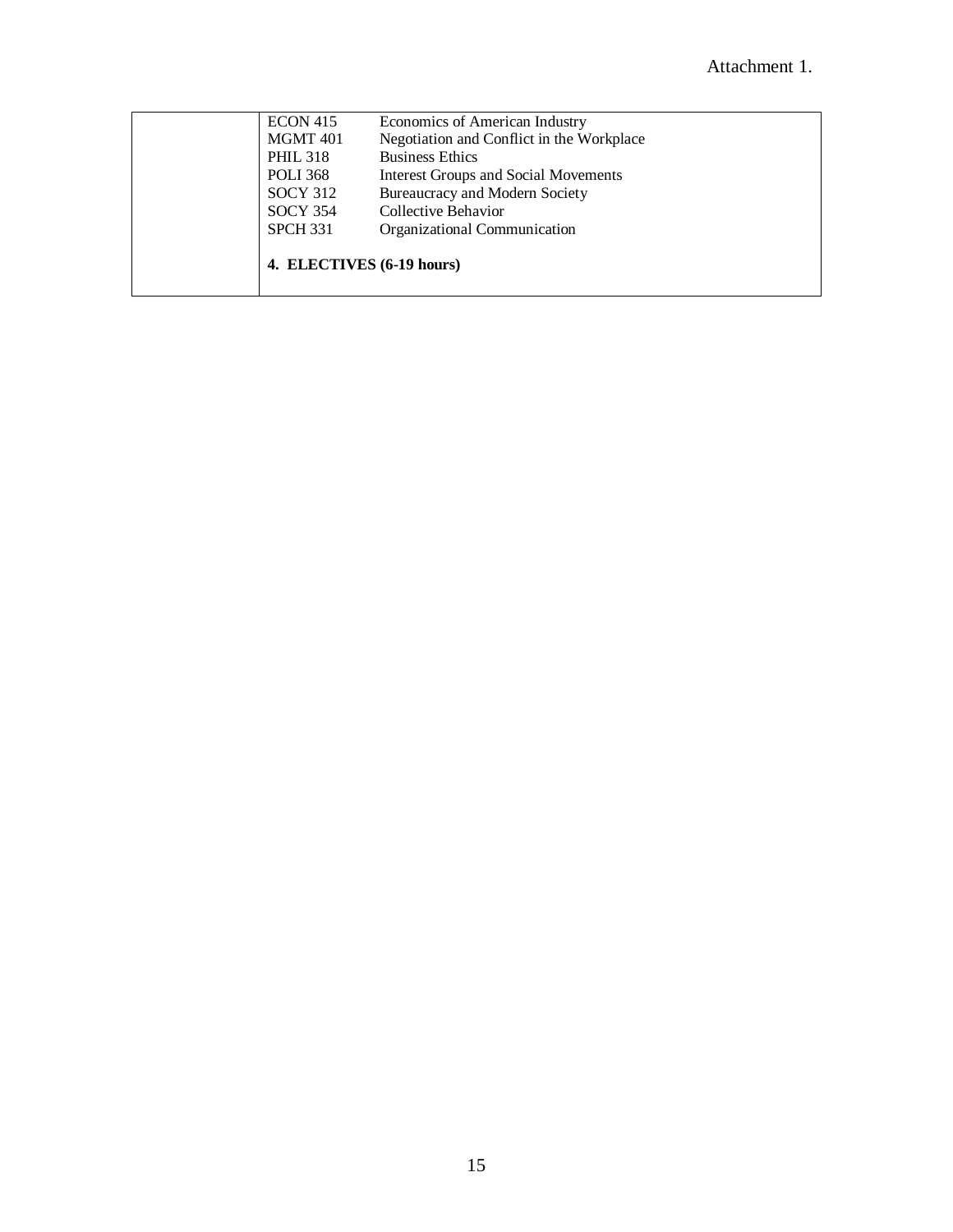Attachment 1.

| | | |
|---|---|---|
| | ECON 415 | Economics of American Industry |
| | MGMT 401 | Negotiation and Conflict in the Workplace |
| | PHIL 318 | Business Ethics |
| | POLI 368 | Interest Groups and Social Movements |
| | SOCY 312 | Bureaucracy and Modern Society |
| | SOCY 354 | Collective Behavior |
| | SPCH 331 | Organizational Communication |
| | **4. ELECTIVES (6-19 hours)** | |